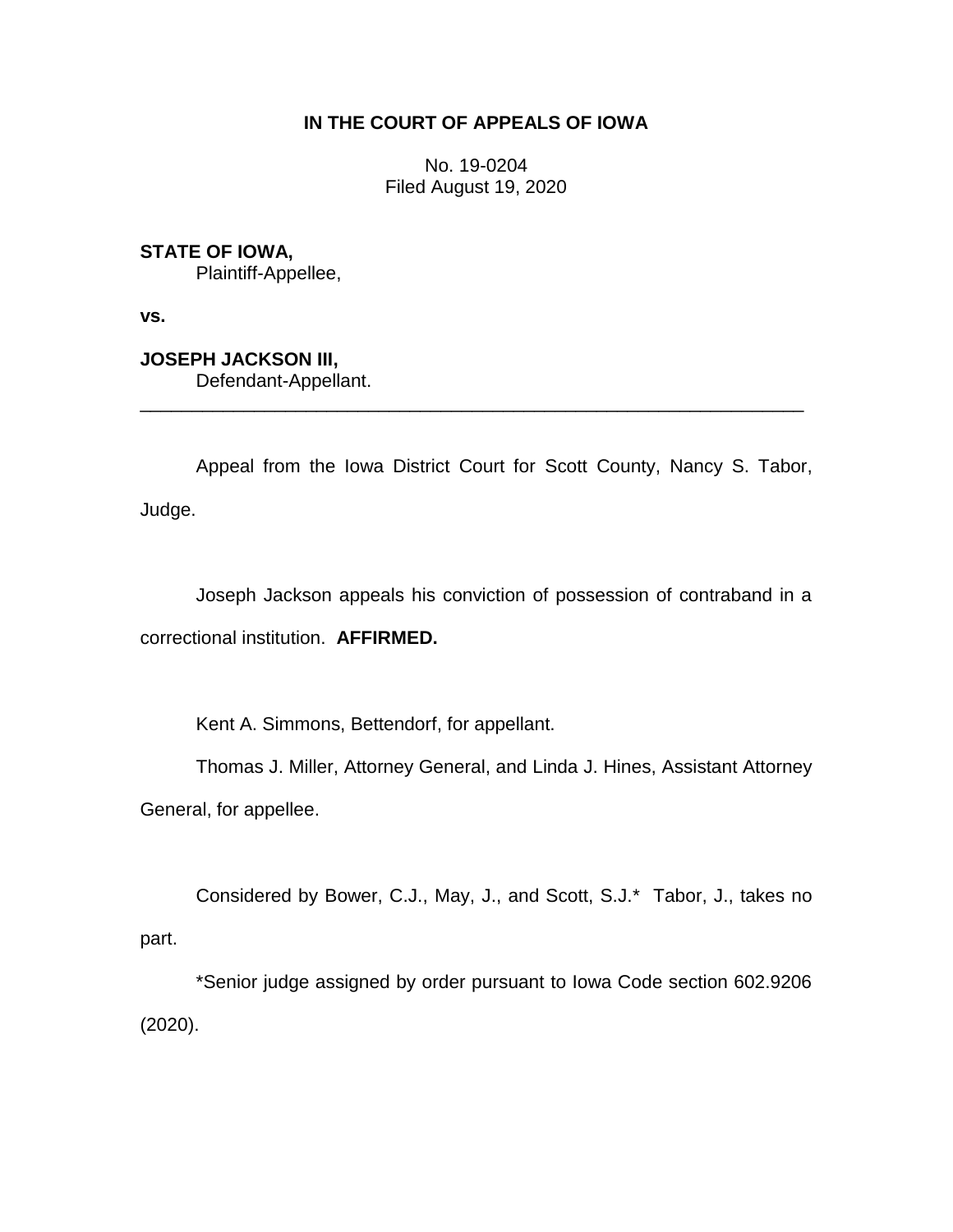**IN THE COURT OF APPEALS OF IOWA**

No. 19-0204
Filed August 19, 2020

**STATE OF IOWA,**
Plaintiff-Appellee,

**vs.**

**JOSEPH JACKSON III,**
Defendant-Appellant.

---

Appeal from the Iowa District Court for Scott County, Nancy S. Tabor, Judge.

Joseph Jackson appeals his conviction of possession of contraband in a correctional institution. **AFFIRMED.**

Kent A. Simmons, Bettendorf, for appellant.

Thomas J. Miller, Attorney General, and Linda J. Hines, Assistant Attorney General, for appellee.

Considered by Bower, C.J., May, J., and Scott, S.J.* Tabor, J., takes no part.

*Senior judge assigned by order pursuant to Iowa Code section 602.9206 (2020).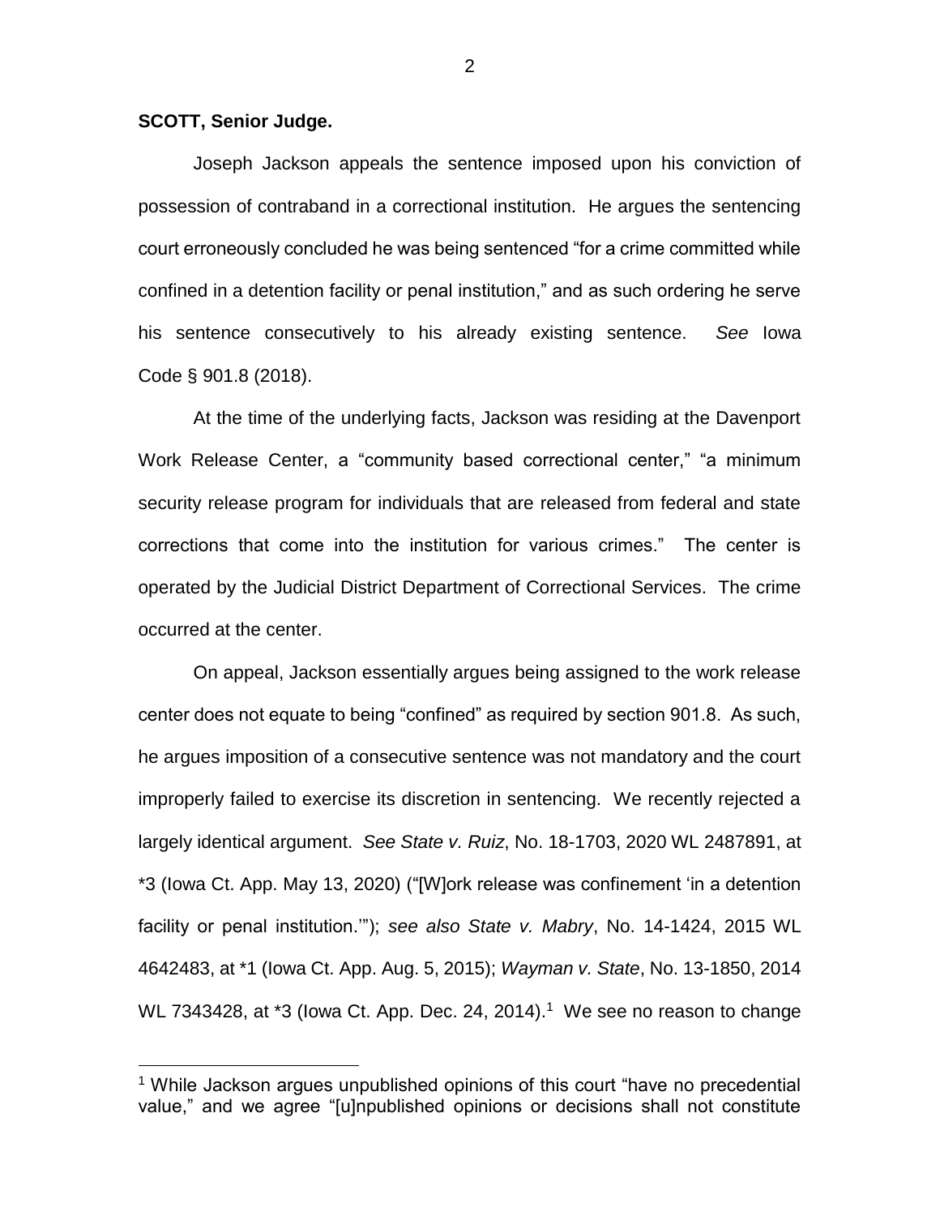**SCOTT, Senior Judge.**

Joseph Jackson appeals the sentence imposed upon his conviction of possession of contraband in a correctional institution. He argues the sentencing court erroneously concluded he was being sentenced "for a crime committed while confined in a detention facility or penal institution," and as such ordering he serve his sentence consecutively to his already existing sentence. *See* Iowa Code § 901.8 (2018).

At the time of the underlying facts, Jackson was residing at the Davenport Work Release Center, a "community based correctional center," "a minimum security release program for individuals that are released from federal and state corrections that come into the institution for various crimes." The center is operated by the Judicial District Department of Correctional Services. The crime occurred at the center.

On appeal, Jackson essentially argues being assigned to the work release center does not equate to being "confined" as required by section 901.8. As such, he argues imposition of a consecutive sentence was not mandatory and the court improperly failed to exercise its discretion in sentencing. We recently rejected a largely identical argument. *See State v. Ruiz*, No. 18-1703, 2020 WL 2487891, at *3 (Iowa Ct. App. May 13, 2020) ("[W]ork release was confinement 'in a detention facility or penal institution.'"); *see also State v. Mabry*, No. 14-1424, 2015 WL 4642483, at *1 (Iowa Ct. App. Aug. 5, 2015); *Wayman v. State*, No. 13-1850, 2014 WL 7343428, at *3 (Iowa Ct. App. Dec. 24, 2014).[1] We see no reason to change

[1] While Jackson argues unpublished opinions of this court "have no precedential value," and we agree "[u]npublished opinions or decisions shall not constitute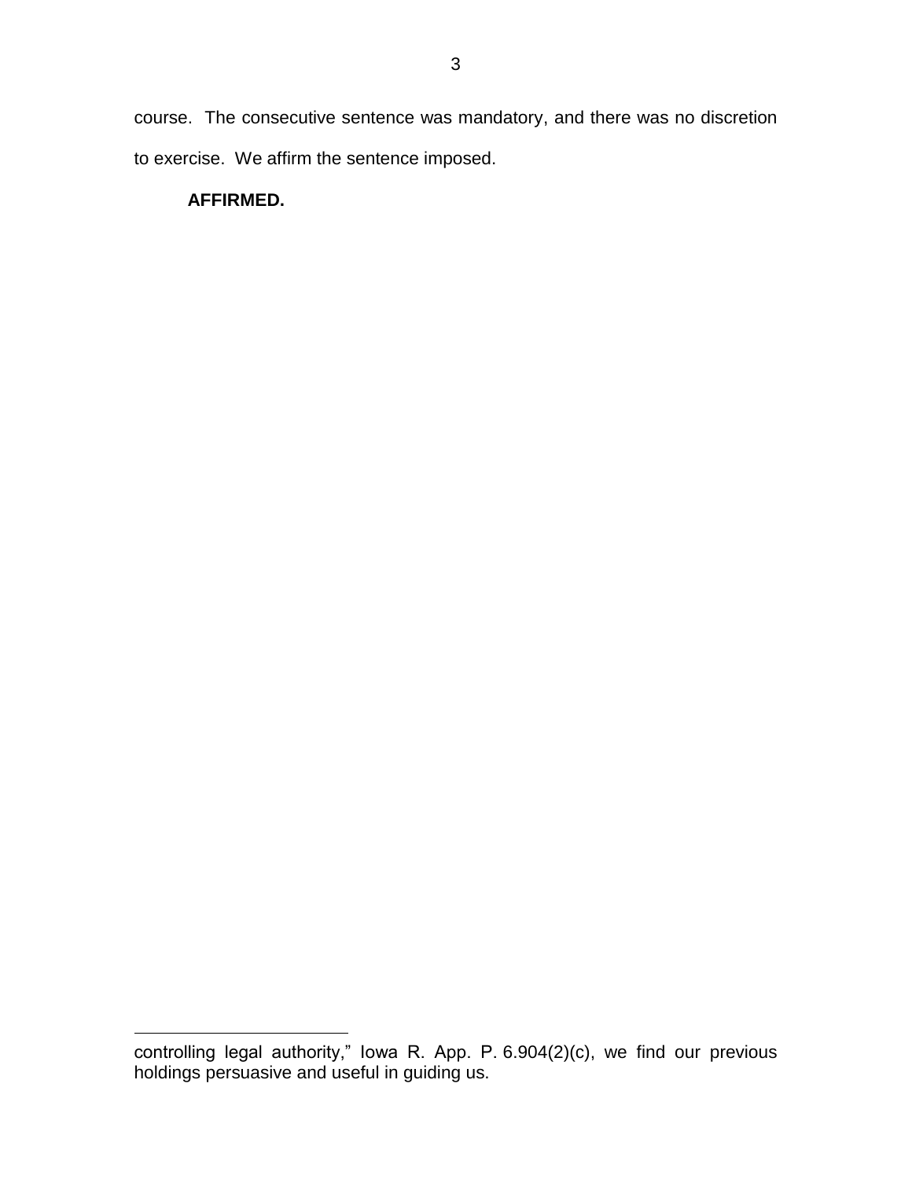course. The consecutive sentence was mandatory, and there was no discretion to exercise. We affirm the sentence imposed.

**AFFIRMED.**

---

controlling legal authority," Iowa R. App. P. 6.904(2)(c), we find our previous holdings persuasive and useful in guiding us.